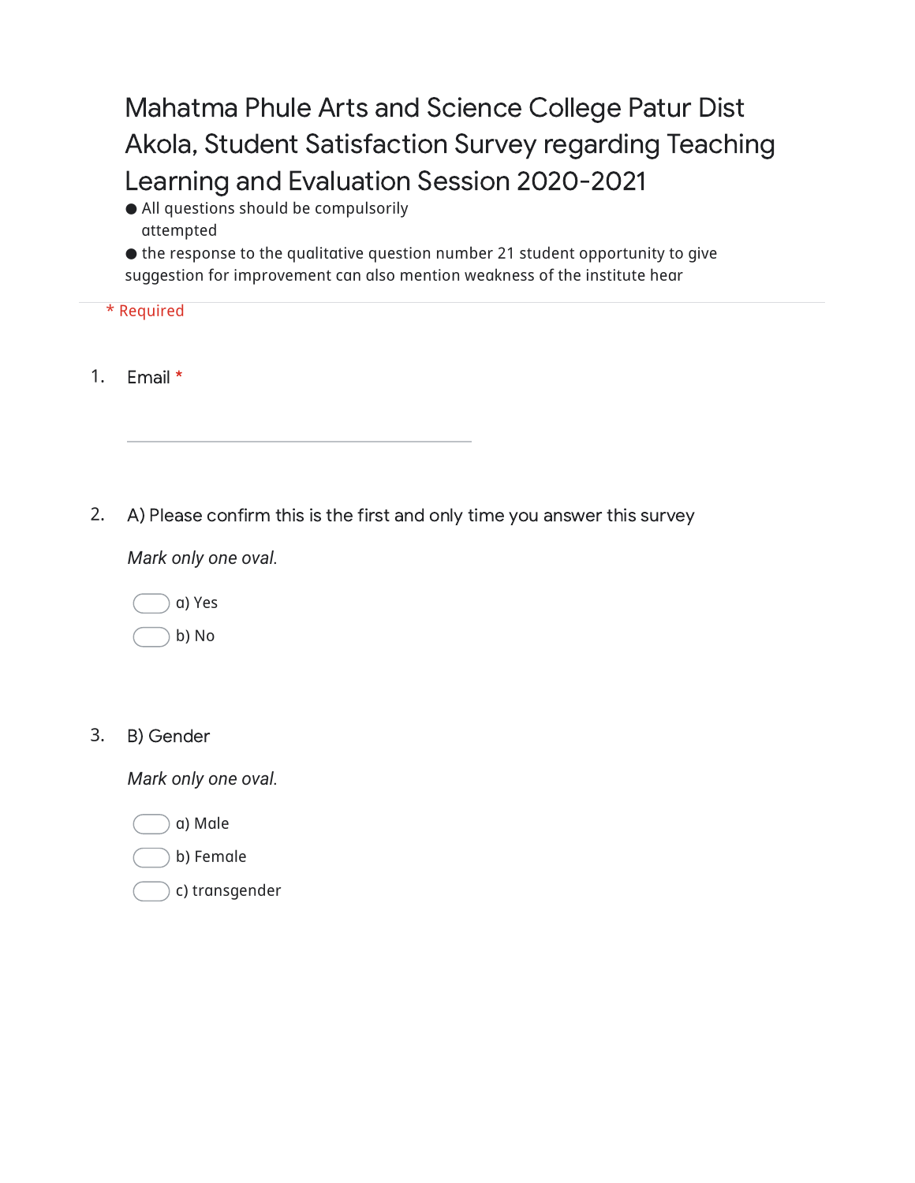# Mahatma Phule Arts and Science College Patur Dist Akola, Student Satisfaction Survey regarding Teaching Learning and Evaluation Session 2020-2021

- All questions should be compulsorily attempted
- the response to the qualitative question number 21 student opportunity to give suggestion for improvement can also mention weakness of the institute hear

\* Required

1. Email *

\_\_\_\_\_\_\_\_\_\_\_\_\_\_\_\_\_\_\_\_\_\_\_\_\_\_\_\_\_\_\_\_\_\_\_\_\_\_\_\_

2. A) Please confirm this is the first and only time you answer this survey

*Mark only one oval.*

- ◯ a) Yes
- ◯ b) No

3. B) Gender

*Mark only one oval.*

- ◯ a) Male
- ◯ b) Female
- ◯ c) transgender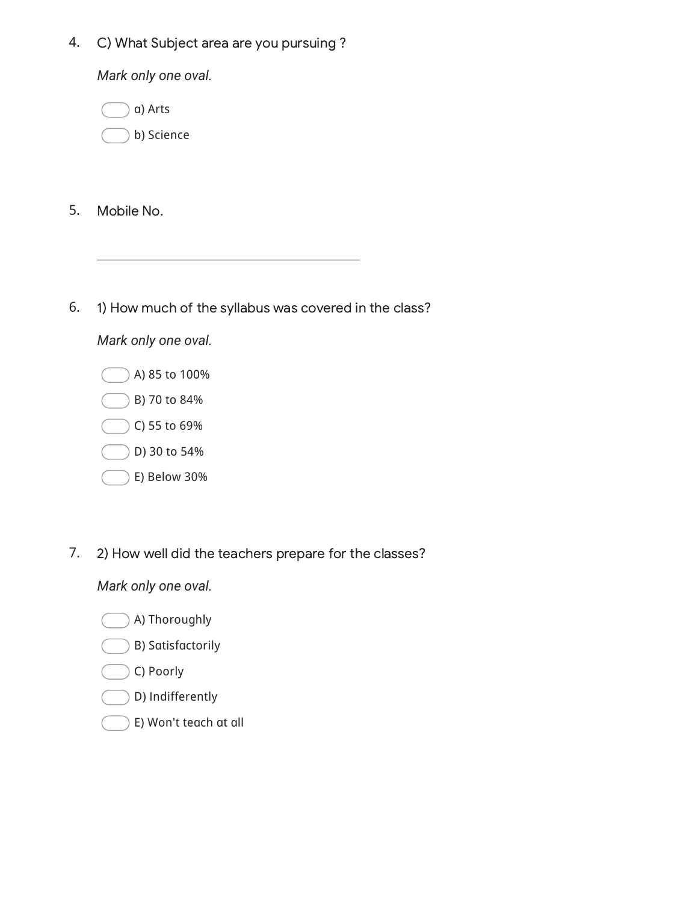4. C) What Subject area are you pursuing ?

*Mark only one oval.*

- a) Arts
- b) Science

5. Mobile No.

_______________________________________

6. 1) How much of the syllabus was covered in the class?

*Mark only one oval.*

- A) 85 to 100%
- B) 70 to 84%
- C) 55 to 69%
- D) 30 to 54%
- E) Below 30%

7. 2) How well did the teachers prepare for the classes?

*Mark only one oval.*

- A) Thoroughly
- B) Satisfactorily
- C) Poorly
- D) Indifferently
- E) Won't teach at all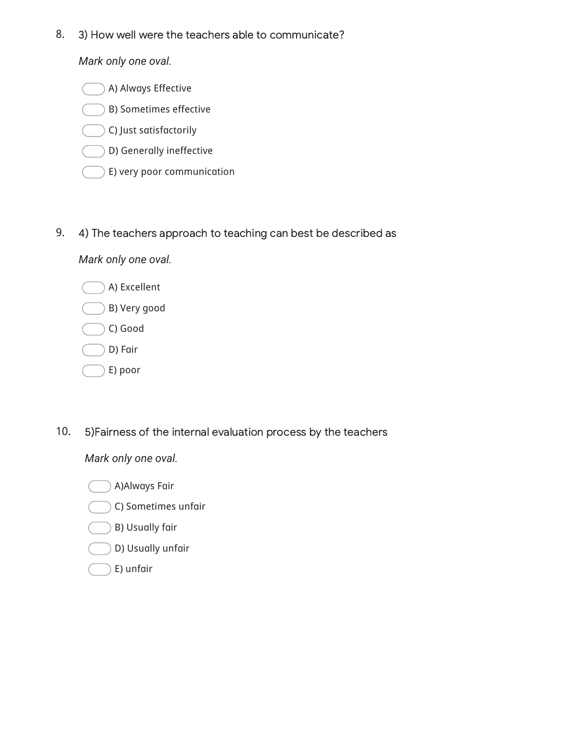8. 3) How well were the teachers able to communicate?

*Mark only one oval.*

- A) Always Effective
- B) Sometimes effective
- C) Just satisfactorily
- D) Generally ineffective
- E) very poor communication

9. 4) The teachers approach to teaching can best be described as

*Mark only one oval.*

- A) Excellent
- B) Very good
- C) Good
- D) Fair
- E) poor

10. 5)Fairness of the internal evaluation process by the teachers

*Mark only one oval.*

- A)Always Fair
- C) Sometimes unfair
- B) Usually fair
- D) Usually unfair
- E) unfair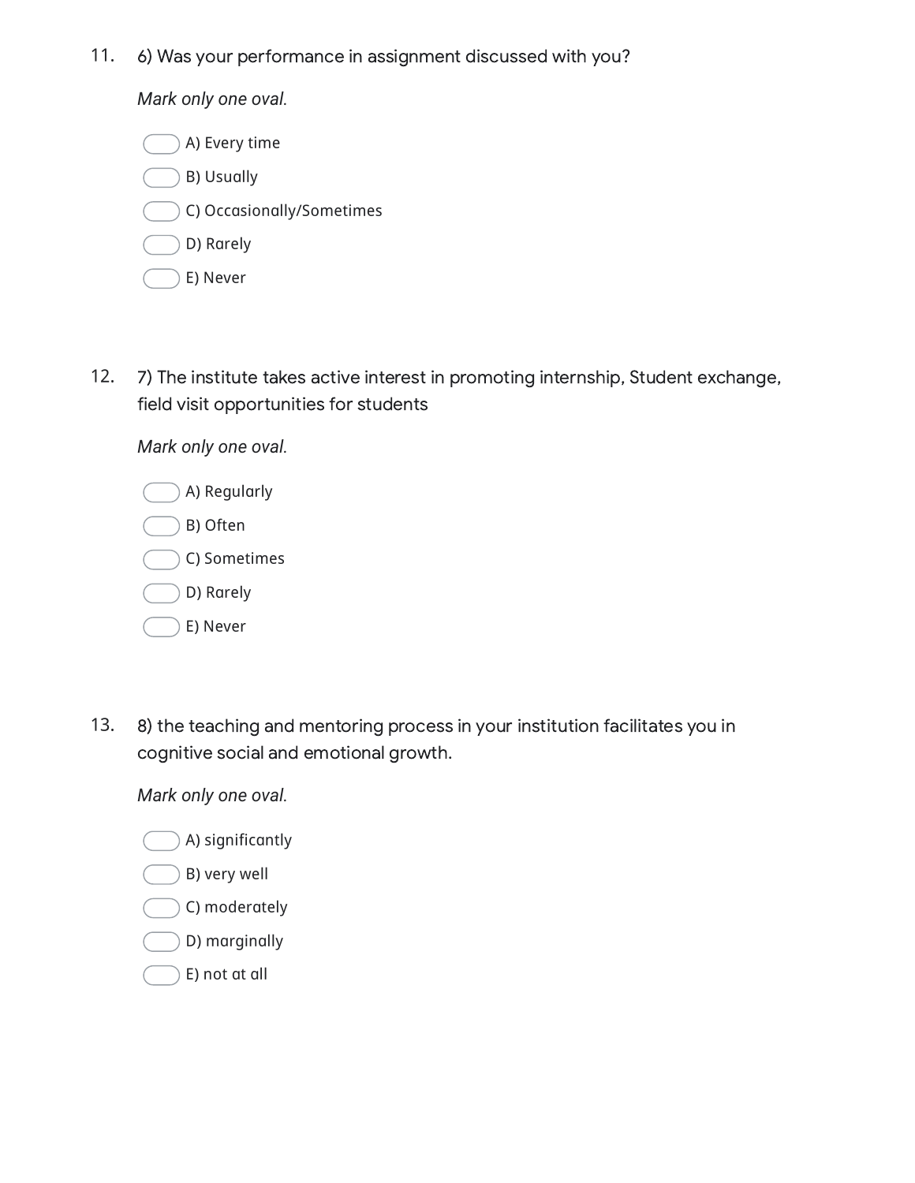11. 6) Was your performance in assignment discussed with you?

*Mark only one oval.*

- A) Every time
- B) Usually
- C) Occasionally/Sometimes
- D) Rarely
- E) Never

12. 7) The institute takes active interest in promoting internship, Student exchange, field visit opportunities for students

*Mark only one oval.*

- A) Regularly
- B) Often
- C) Sometimes
- D) Rarely
- E) Never

13. 8) the teaching and mentoring process in your institution facilitates you in cognitive social and emotional growth.

*Mark only one oval.*

- A) significantly
- B) very well
- C) moderately
- D) marginally
- E) not at all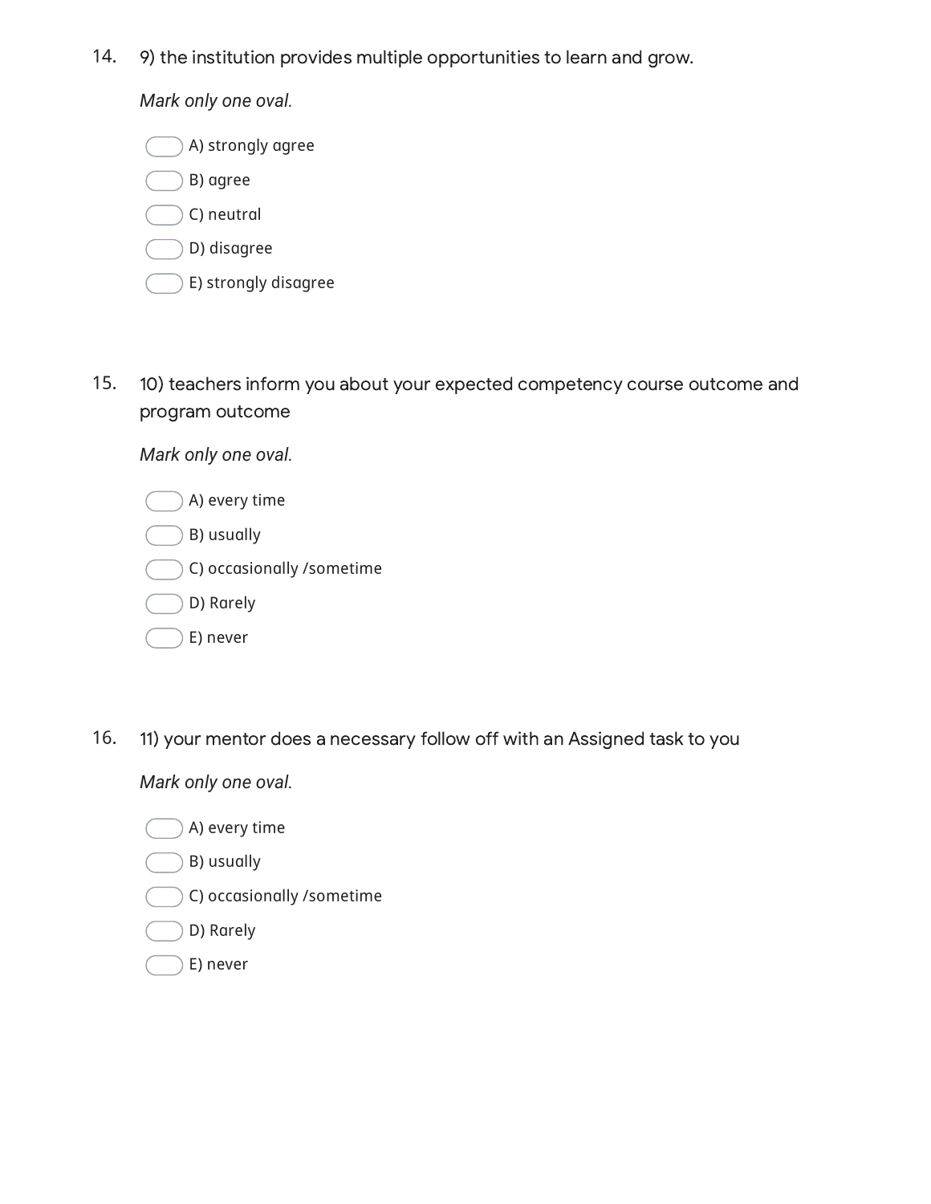14. 9) the institution provides multiple opportunities to learn and grow.

*Mark only one oval.*

- A) strongly agree
- B) agree
- C) neutral
- D) disagree
- E) strongly disagree

15. 10) teachers inform you about your expected competency course outcome and program outcome

*Mark only one oval.*

- A) every time
- B) usually
- C) occasionally /sometime
- D) Rarely
- E) never

16. 11) your mentor does a necessary follow off with an Assigned task to you

*Mark only one oval.*

- A) every time
- B) usually
- C) occasionally /sometime
- D) Rarely
- E) never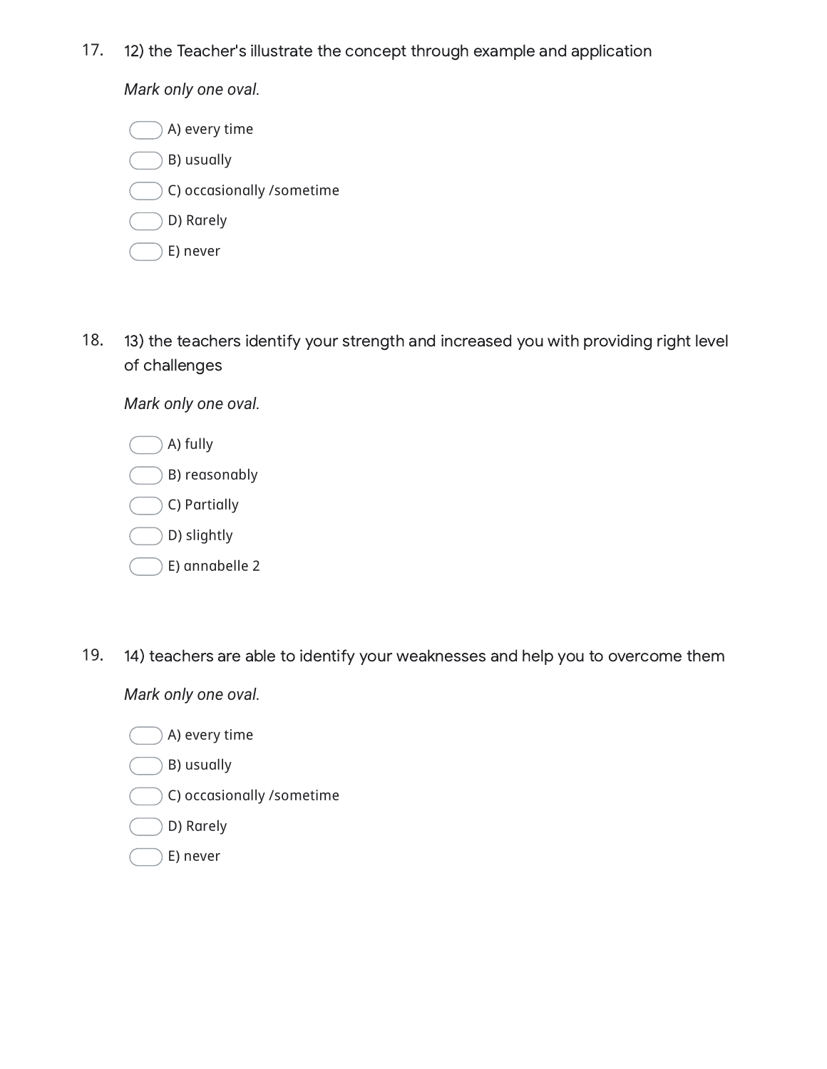17. 12) the Teacher's illustrate the concept through example and application

*Mark only one oval.*

- A) every time
- B) usually
- C) occasionally /sometime
- D) Rarely
- E) never

18. 13) the teachers identify your strength and increased you with providing right level of challenges

*Mark only one oval.*

- A) fully
- B) reasonably
- C) Partially
- D) slightly
- E) annabelle 2

19. 14) teachers are able to identify your weaknesses and help you to overcome them

*Mark only one oval.*

- A) every time
- B) usually
- C) occasionally /sometime
- D) Rarely
- E) never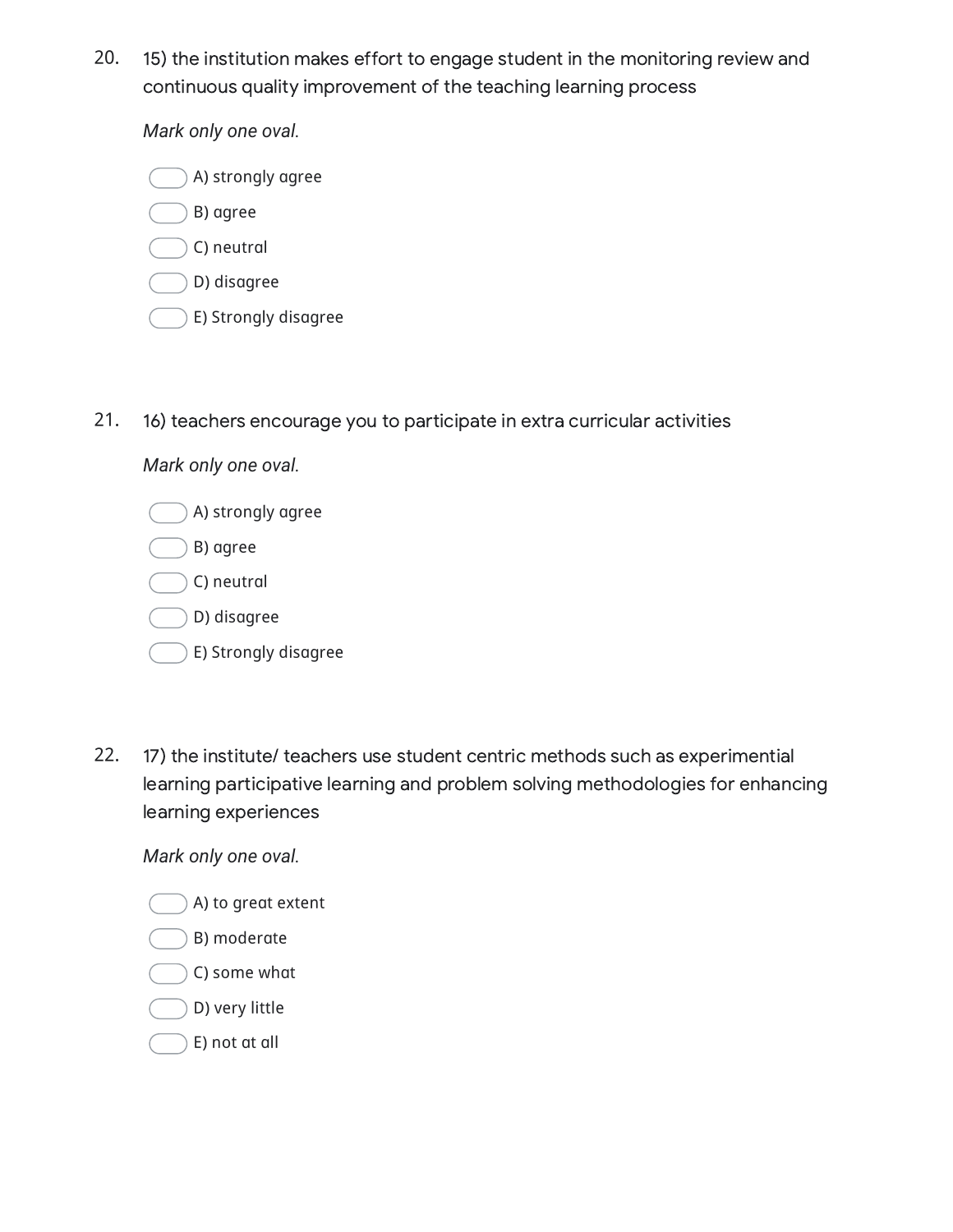20. 15) the institution makes effort to engage student in the monitoring review and continuous quality improvement of the teaching learning process

*Mark only one oval.*

- A) strongly agree
- B) agree
- C) neutral
- D) disagree
- E) Strongly disagree

21. 16) teachers encourage you to participate in extra curricular activities

*Mark only one oval.*

- A) strongly agree
- B) agree
- C) neutral
- D) disagree
- E) Strongly disagree

22. 17) the institute/ teachers use student centric methods such as experimential learning participative learning and problem solving methodologies for enhancing learning experiences

*Mark only one oval.*

- A) to great extent
- B) moderate
- C) some what
- D) very little
- E) not at all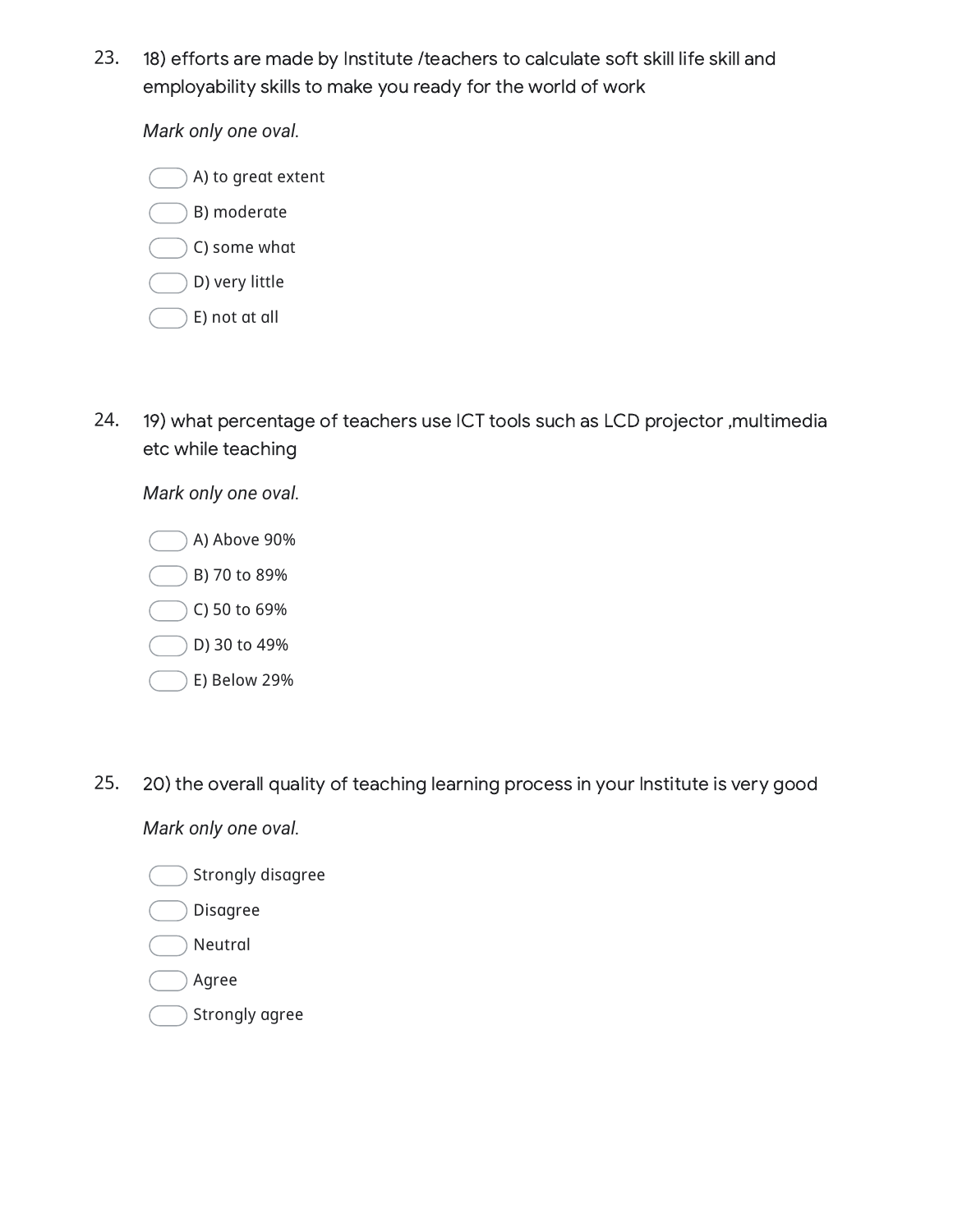23. 18) efforts are made by Institute /teachers to calculate soft skill life skill and employability skills to make you ready for the world of work

*Mark only one oval.*

- A) to great extent
- B) moderate
- C) some what
- D) very little
- E) not at all

24. 19) what percentage of teachers use ICT tools such as LCD projector ,multimedia etc while teaching

*Mark only one oval.*

- A) Above 90%
- B) 70 to 89%
- C) 50 to 69%
- D) 30 to 49%
- E) Below 29%

25. 20) the overall quality of teaching learning process in your Institute is very good

*Mark only one oval.*

- Strongly disagree
- Disagree
- Neutral
- Agree
- Strongly agree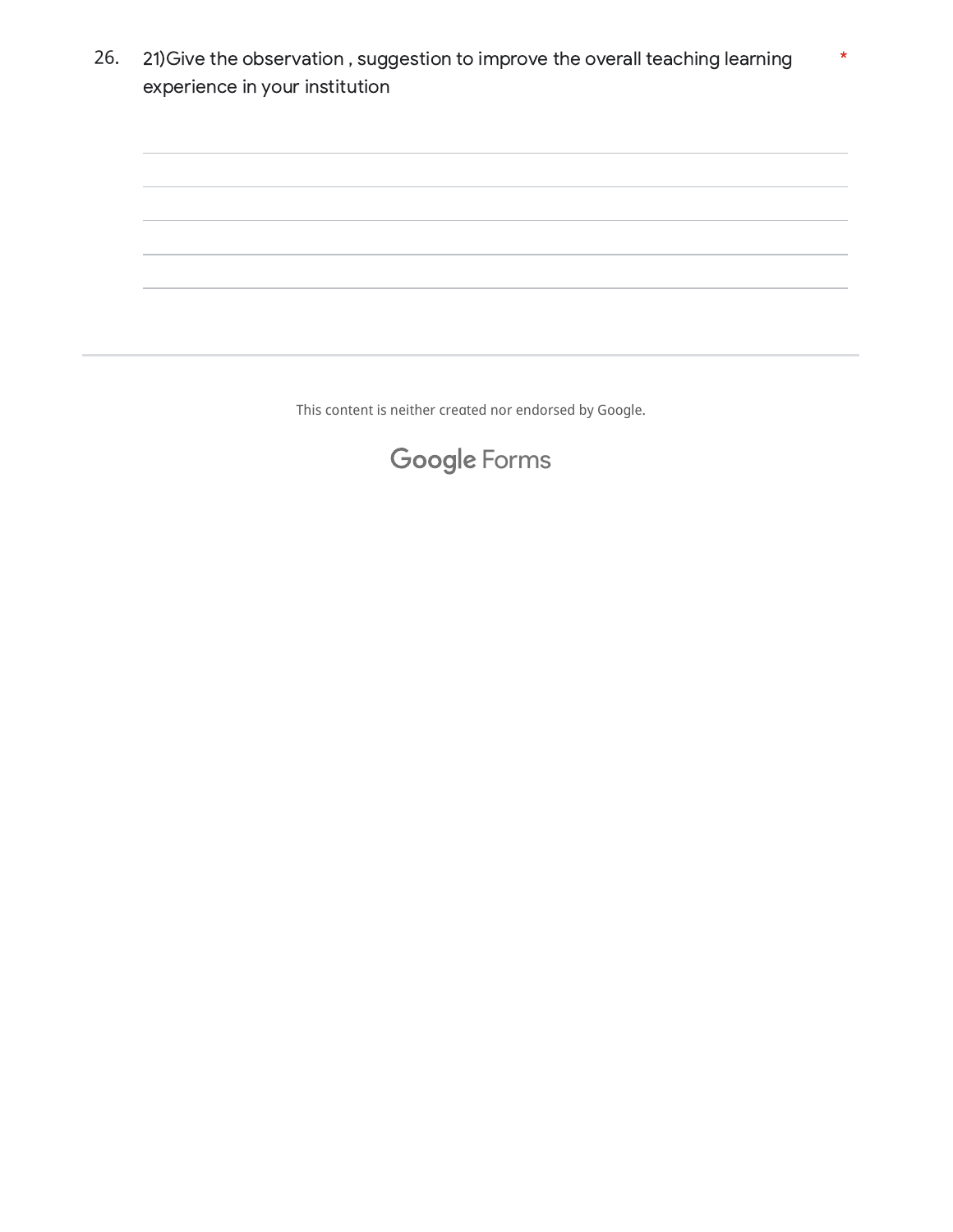26. 21)Give the observation , suggestion to improve the overall teaching learning experience in your institution *

This content is neither created nor endorsed by Google.

Google Forms